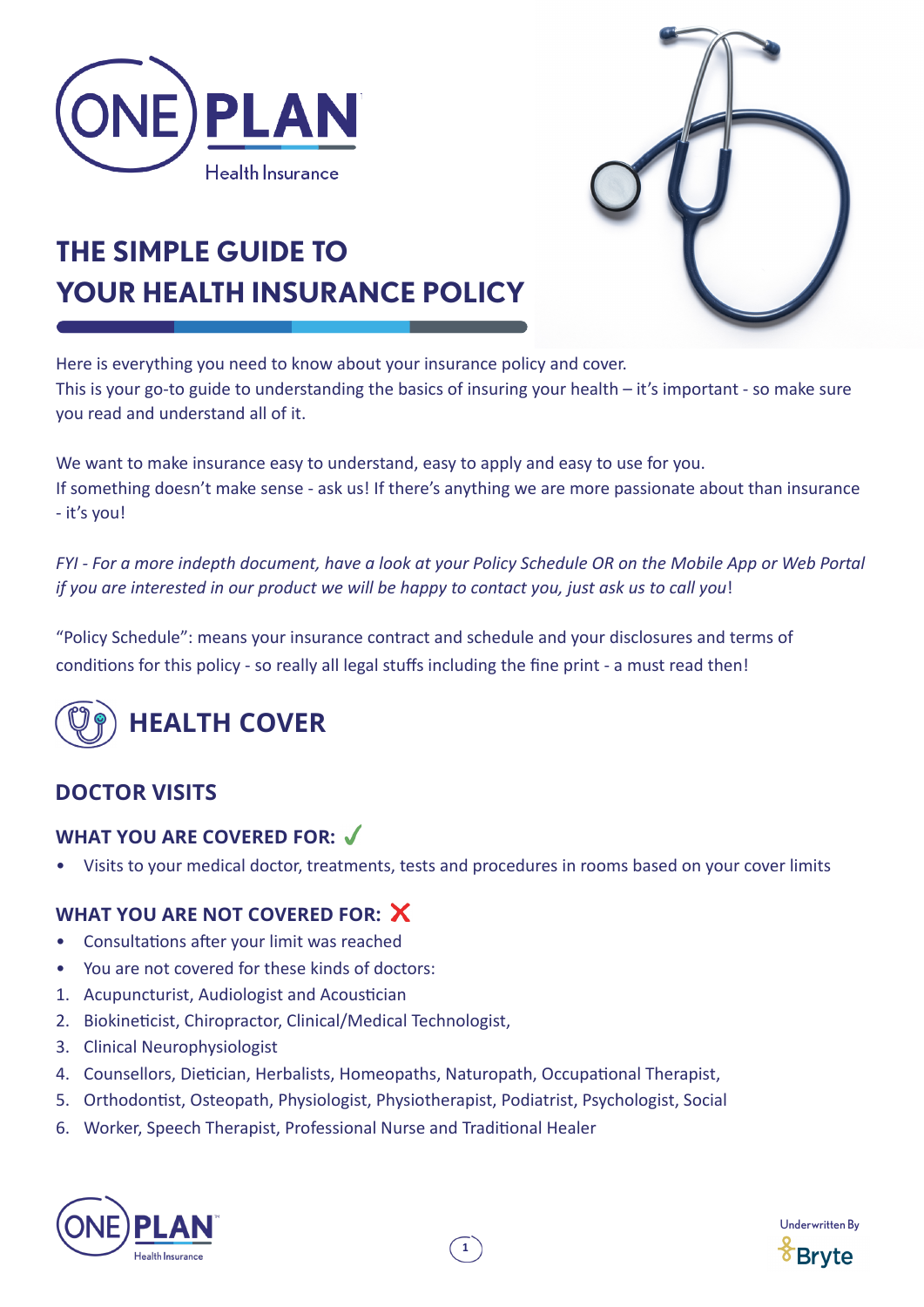# THE SIMPLE GUIDE TO YOUR HEALTH INSURANCE POLICY

Here is everything you need to know about your insurance policy and cover.
This is your go-to guide to understanding the basics of insuring your health – it's important - so make sure you read and understand all of it.

We want to make insurance easy to understand, easy to apply and easy to use for you.
If something doesn't make sense - ask us! If there's anything we are more passionate about than insurance - it's you!

*FYI - For a more indepth document, have a look at your Policy Schedule OR on the Mobile App or Web Portal if you are interested in our product we will be happy to contact you, just ask us to call you*!

"Policy Schedule": means your insurance contract and schedule and your disclosures and terms of conditions for this policy - so really all legal stuffs including the fine print - a must read then!

## HEALTH COVER

### DOCTOR VISITS

#### WHAT YOU ARE COVERED FOR: ✓

- Visits to your medical doctor, treatments, tests and procedures in rooms based on your cover limits

#### WHAT YOU ARE NOT COVERED FOR: ✗

- Consultations after your limit was reached
- You are not covered for these kinds of doctors:

1. Acupuncturist, Audiologist and Acoustician
2. Biokineticist, Chiropractor, Clinical/Medical Technologist,
3. Clinical Neurophysiologist
4. Counsellors, Dietician, Herbalists, Homeopaths, Naturopath, Occupational Therapist,
5. Orthodontist, Osteopath, Physiologist, Physiotherapist, Podiatrist, Psychologist, Social
6. Worker, Speech Therapist, Professional Nurse and Traditional Healer

Underwritten By Bryte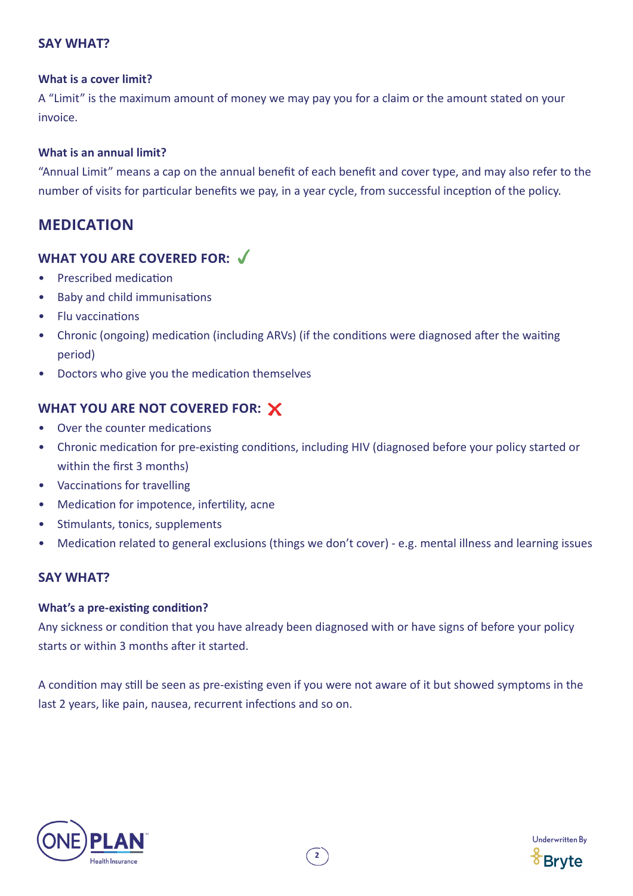### SAY WHAT?

**What is a cover limit?**

A "Limit" is the maximum amount of money we may pay you for a claim or the amount stated on your invoice.

**What is an annual limit?**

"Annual Limit" means a cap on the annual benefit of each benefit and cover type, and may also refer to the number of visits for particular benefits we pay, in a year cycle, from successful inception of the policy.

## MEDICATION

### WHAT YOU ARE COVERED FOR: ✓

- Prescribed medication
- Baby and child immunisations
- Flu vaccinations
- Chronic (ongoing) medication (including ARVs) (if the conditions were diagnosed after the waiting period)
- Doctors who give you the medication themselves

### WHAT YOU ARE NOT COVERED FOR: ✗

- Over the counter medications
- Chronic medication for pre-existing conditions, including HIV (diagnosed before your policy started or within the first 3 months)
- Vaccinations for travelling
- Medication for impotence, infertility, acne
- Stimulants, tonics, supplements
- Medication related to general exclusions (things we don't cover) - e.g. mental illness and learning issues

### SAY WHAT?

**What's a pre-existing condition?**

Any sickness or condition that you have already been diagnosed with or have signs of before your policy starts or within 3 months after it started.

A condition may still be seen as pre-existing even if you were not aware of it but showed symptoms in the last 2 years, like pain, nausea, recurrent infections and so on.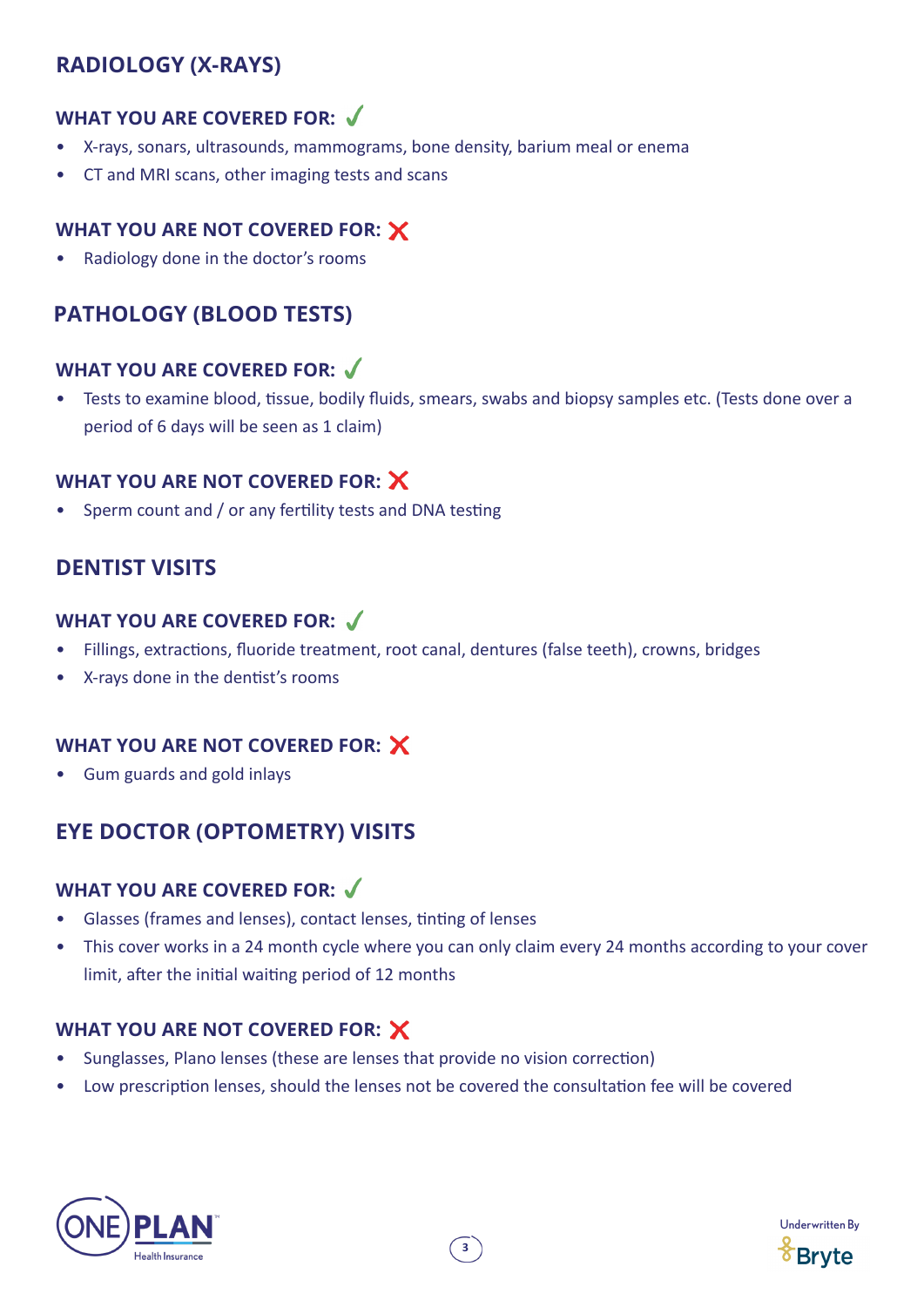## RADIOLOGY (X-RAYS)

### WHAT YOU ARE COVERED FOR: ✓

- X-rays, sonars, ultrasounds, mammograms, bone density, barium meal or enema
- CT and MRI scans, other imaging tests and scans

### WHAT YOU ARE NOT COVERED FOR: ✗

- Radiology done in the doctor's rooms

## PATHOLOGY (BLOOD TESTS)

### WHAT YOU ARE COVERED FOR: ✓

- Tests to examine blood, tissue, bodily fluids, smears, swabs and biopsy samples etc. (Tests done over a period of 6 days will be seen as 1 claim)

### WHAT YOU ARE NOT COVERED FOR: ✗

- Sperm count and / or any fertility tests and DNA testing

## DENTIST VISITS

### WHAT YOU ARE COVERED FOR: ✓

- Fillings, extractions, fluoride treatment, root canal, dentures (false teeth), crowns, bridges
- X-rays done in the dentist's rooms

### WHAT YOU ARE NOT COVERED FOR: ✗

- Gum guards and gold inlays

## EYE DOCTOR (OPTOMETRY) VISITS

### WHAT YOU ARE COVERED FOR: ✓

- Glasses (frames and lenses), contact lenses, tinting of lenses
- This cover works in a 24 month cycle where you can only claim every 24 months according to your cover limit, after the initial waiting period of 12 months

### WHAT YOU ARE NOT COVERED FOR: ✗

- Sunglasses, Plano lenses (these are lenses that provide no vision correction)
- Low prescription lenses, should the lenses not be covered the consultation fee will be covered

ONE PLAN Health Insurance

Underwritten By Bryte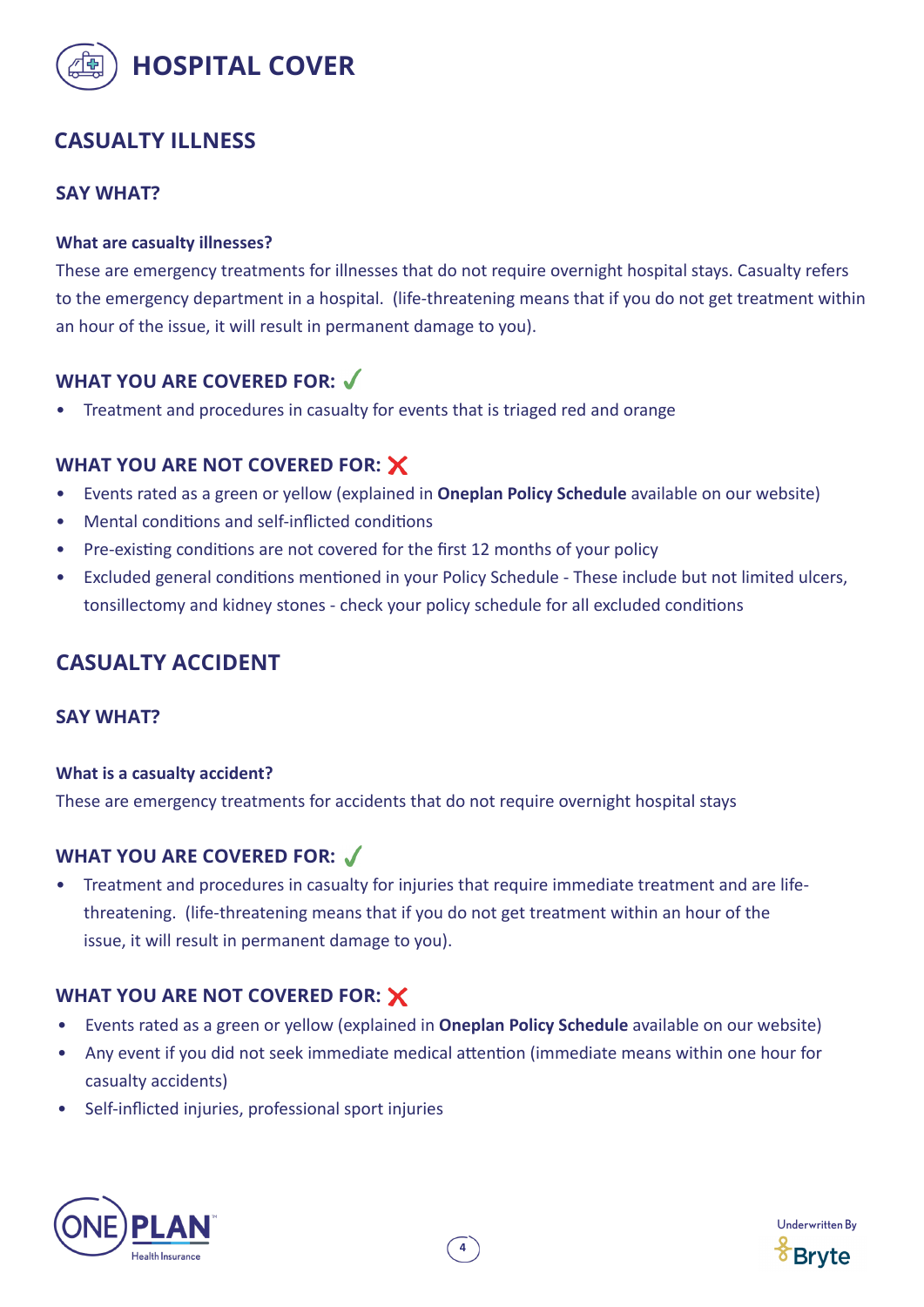# HOSPITAL COVER

## CASUALTY ILLNESS

### SAY WHAT?

**What are casualty illnesses?**

These are emergency treatments for illnesses that do not require overnight hospital stays. Casualty refers to the emergency department in a hospital. (life-threatening means that if you do not get treatment within an hour of the issue, it will result in permanent damage to you).

### WHAT YOU ARE COVERED FOR: ✓

- Treatment and procedures in casualty for events that is triaged red and orange

### WHAT YOU ARE NOT COVERED FOR: ❌

- Events rated as a green or yellow (explained in **Oneplan Policy Schedule** available on our website)
- Mental conditions and self-inflicted conditions
- Pre-existing conditions are not covered for the first 12 months of your policy
- Excluded general conditions mentioned in your Policy Schedule - These include but not limited ulcers, tonsillectomy and kidney stones - check your policy schedule for all excluded conditions

## CASUALTY ACCIDENT

### SAY WHAT?

**What is a casualty accident?**

These are emergency treatments for accidents that do not require overnight hospital stays

### WHAT YOU ARE COVERED FOR: ✓

- Treatment and procedures in casualty for injuries that require immediate treatment and are life-threatening. (life-threatening means that if you do not get treatment within an hour of the issue, it will result in permanent damage to you).

### WHAT YOU ARE NOT COVERED FOR: ❌

- Events rated as a green or yellow (explained in **Oneplan Policy Schedule** available on our website)
- Any event if you did not seek immediate medical attention (immediate means within one hour for casualty accidents)
- Self-inflicted injuries, professional sport injuries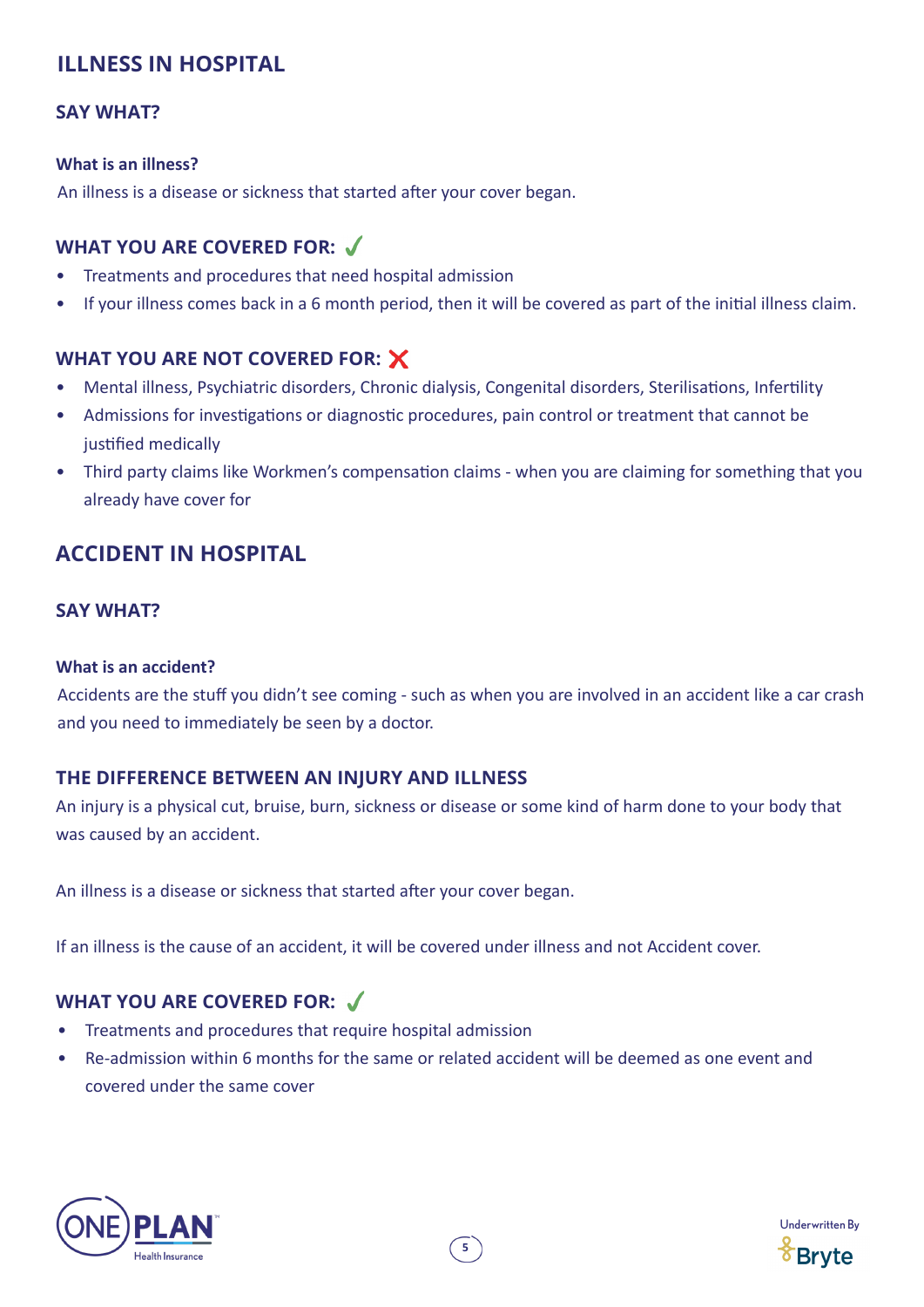## ILLNESS IN HOSPITAL

### SAY WHAT?

**What is an illness?**

An illness is a disease or sickness that started after your cover began.

### WHAT YOU ARE COVERED FOR: ✓

- Treatments and procedures that need hospital admission
- If your illness comes back in a 6 month period, then it will be covered as part of the initial illness claim.

### WHAT YOU ARE NOT COVERED FOR: ✗

- Mental illness, Psychiatric disorders, Chronic dialysis, Congenital disorders, Sterilisations, Infertility
- Admissions for investigations or diagnostic procedures, pain control or treatment that cannot be justified medically
- Third party claims like Workmen's compensation claims - when you are claiming for something that you already have cover for

## ACCIDENT IN HOSPITAL

### SAY WHAT?

**What is an accident?**

Accidents are the stuff you didn't see coming - such as when you are involved in an accident like a car crash and you need to immediately be seen by a doctor.

### THE DIFFERENCE BETWEEN AN INJURY AND ILLNESS

An injury is a physical cut, bruise, burn, sickness or disease or some kind of harm done to your body that was caused by an accident.

An illness is a disease or sickness that started after your cover began.

If an illness is the cause of an accident, it will be covered under illness and not Accident cover.

### WHAT YOU ARE COVERED FOR: ✓

- Treatments and procedures that require hospital admission
- Re-admission within 6 months for the same or related accident will be deemed as one event and covered under the same cover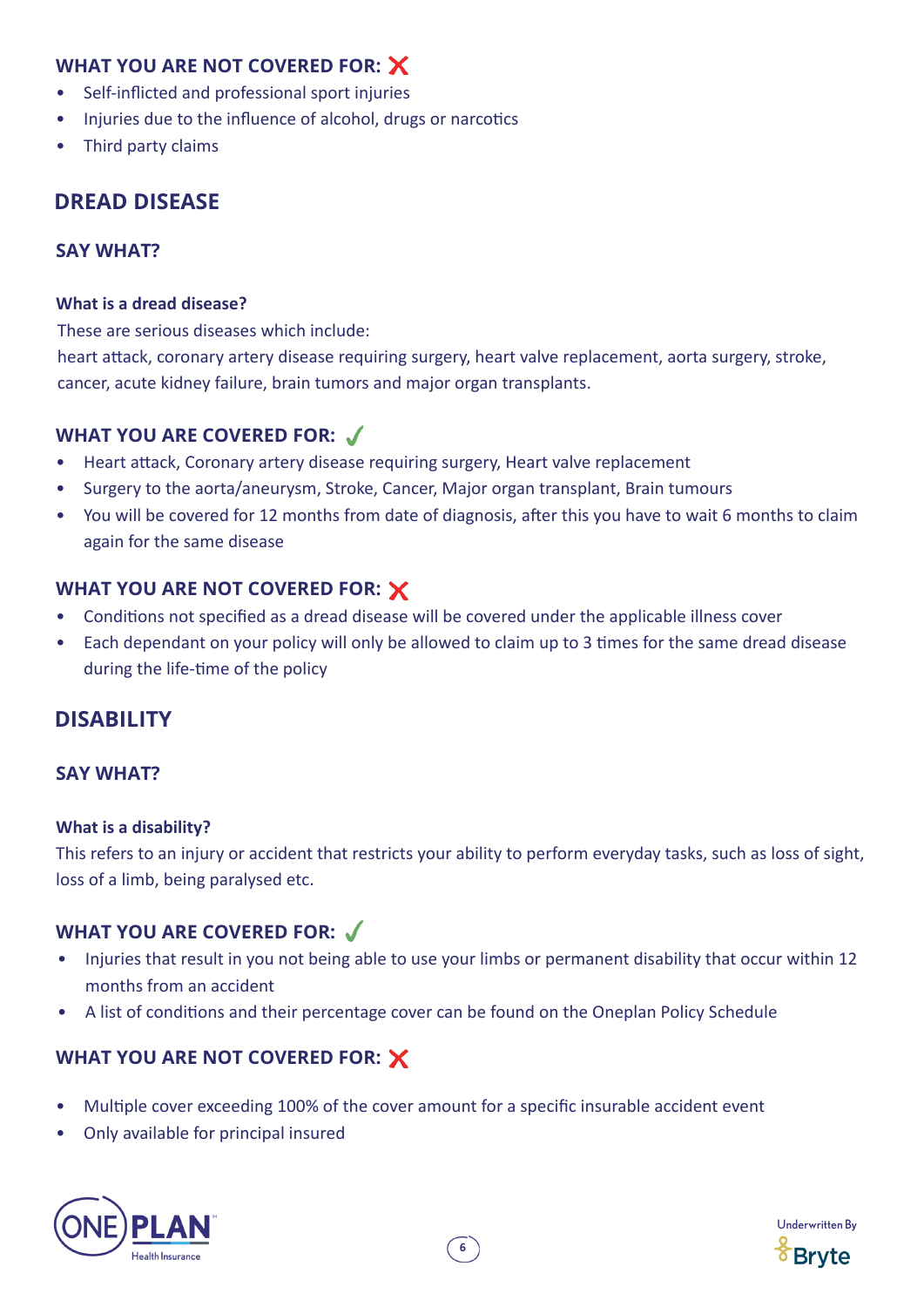### WHAT YOU ARE NOT COVERED FOR: ❌

- Self-inflicted and professional sport injuries
- Injuries due to the influence of alcohol, drugs or narcotics
- Third party claims

## DREAD DISEASE

### SAY WHAT?

**What is a dread disease?**

These are serious diseases which include:
heart attack, coronary artery disease requiring surgery, heart valve replacement, aorta surgery, stroke, cancer, acute kidney failure, brain tumors and major organ transplants.

### WHAT YOU ARE COVERED FOR: ✓

- Heart attack, Coronary artery disease requiring surgery, Heart valve replacement
- Surgery to the aorta/aneurysm, Stroke, Cancer, Major organ transplant, Brain tumours
- You will be covered for 12 months from date of diagnosis, after this you have to wait 6 months to claim again for the same disease

### WHAT YOU ARE NOT COVERED FOR: ❌

- Conditions not specified as a dread disease will be covered under the applicable illness cover
- Each dependant on your policy will only be allowed to claim up to 3 times for the same dread disease during the life-time of the policy

## DISABILITY

### SAY WHAT?

**What is a disability?**

This refers to an injury or accident that restricts your ability to perform everyday tasks, such as loss of sight, loss of a limb, being paralysed etc.

### WHAT YOU ARE COVERED FOR: ✓

- Injuries that result in you not being able to use your limbs or permanent disability that occur within 12 months from an accident
- A list of conditions and their percentage cover can be found on the Oneplan Policy Schedule

### WHAT YOU ARE NOT COVERED FOR: ❌

- Multiple cover exceeding 100% of the cover amount for a specific insurable accident event
- Only available for principal insured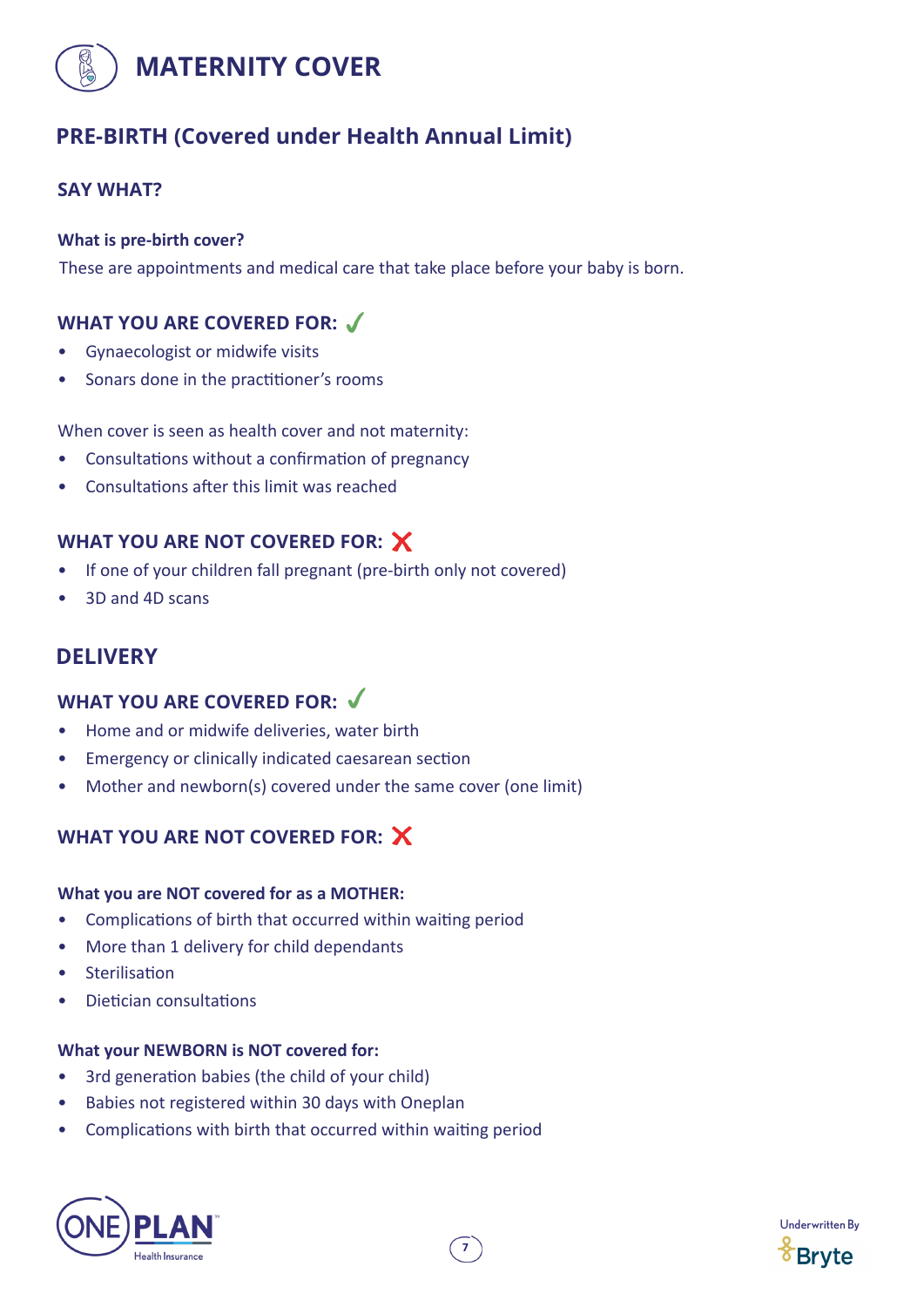# MATERNITY COVER

## PRE-BIRTH (Covered under Health Annual Limit)

### SAY WHAT?

**What is pre-birth cover?**

These are appointments and medical care that take place before your baby is born.

### WHAT YOU ARE COVERED FOR: ✓

- Gynaecologist or midwife visits
- Sonars done in the practitioner's rooms

When cover is seen as health cover and not maternity:

- Consultations without a confirmation of pregnancy
- Consultations after this limit was reached

### WHAT YOU ARE NOT COVERED FOR: ✗

- If one of your children fall pregnant (pre-birth only not covered)
- 3D and 4D scans

## DELIVERY

### WHAT YOU ARE COVERED FOR: ✓

- Home and or midwife deliveries, water birth
- Emergency or clinically indicated caesarean section
- Mother and newborn(s) covered under the same cover (one limit)

### WHAT YOU ARE NOT COVERED FOR: ✗

**What you are NOT covered for as a MOTHER:**

- Complications of birth that occurred within waiting period
- More than 1 delivery for child dependants
- Sterilisation
- Dietician consultations

**What your NEWBORN is NOT covered for:**

- 3rd generation babies (the child of your child)
- Babies not registered within 30 days with Oneplan
- Complications with birth that occurred within waiting period

ONE PLAN Health Insurance

Underwritten By Bryte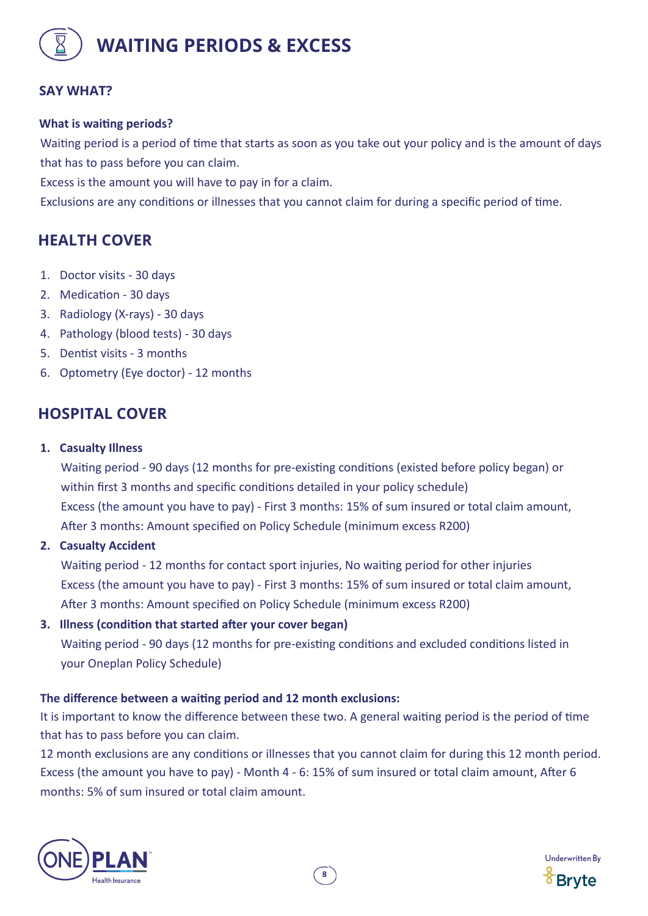# WAITING PERIODS & EXCESS

### SAY WHAT?

**What is waiting periods?**

Waiting period is a period of time that starts as soon as you take out your policy and is the amount of days that has to pass before you can claim.

Excess is the amount you will have to pay in for a claim.

Exclusions are any conditions or illnesses that you cannot claim for during a specific period of time.

## HEALTH COVER

1. Doctor visits - 30 days
2. Medication - 30 days
3. Radiology (X-rays) - 30 days
4. Pathology (blood tests) - 30 days
5. Dentist visits - 3 months
6. Optometry (Eye doctor) - 12 months

## HOSPITAL COVER

1. **Casualty Illness**

   Waiting period - 90 days (12 months for pre-existing conditions (existed before policy began) or within first 3 months and specific conditions detailed in your policy schedule)

   Excess (the amount you have to pay) - First 3 months: 15% of sum insured or total claim amount, After 3 months: Amount specified on Policy Schedule (minimum excess R200)

2. **Casualty Accident**

   Waiting period - 12 months for contact sport injuries, No waiting period for other injuries

   Excess (the amount you have to pay) - First 3 months: 15% of sum insured or total claim amount, After 3 months: Amount specified on Policy Schedule (minimum excess R200)

3. **Illness (condition that started after your cover began)**

   Waiting period - 90 days (12 months for pre-existing conditions and excluded conditions listed in your Oneplan Policy Schedule)

**The difference between a waiting period and 12 month exclusions:**

It is important to know the difference between these two. A general waiting period is the period of time that has to pass before you can claim.

12 month exclusions are any conditions or illnesses that you cannot claim for during this 12 month period.

Excess (the amount you have to pay) - Month 4 - 6: 15% of sum insured or total claim amount, After 6 months: 5% of sum insured or total claim amount.

ONE PLAN Health Insurance

Underwritten By Bryte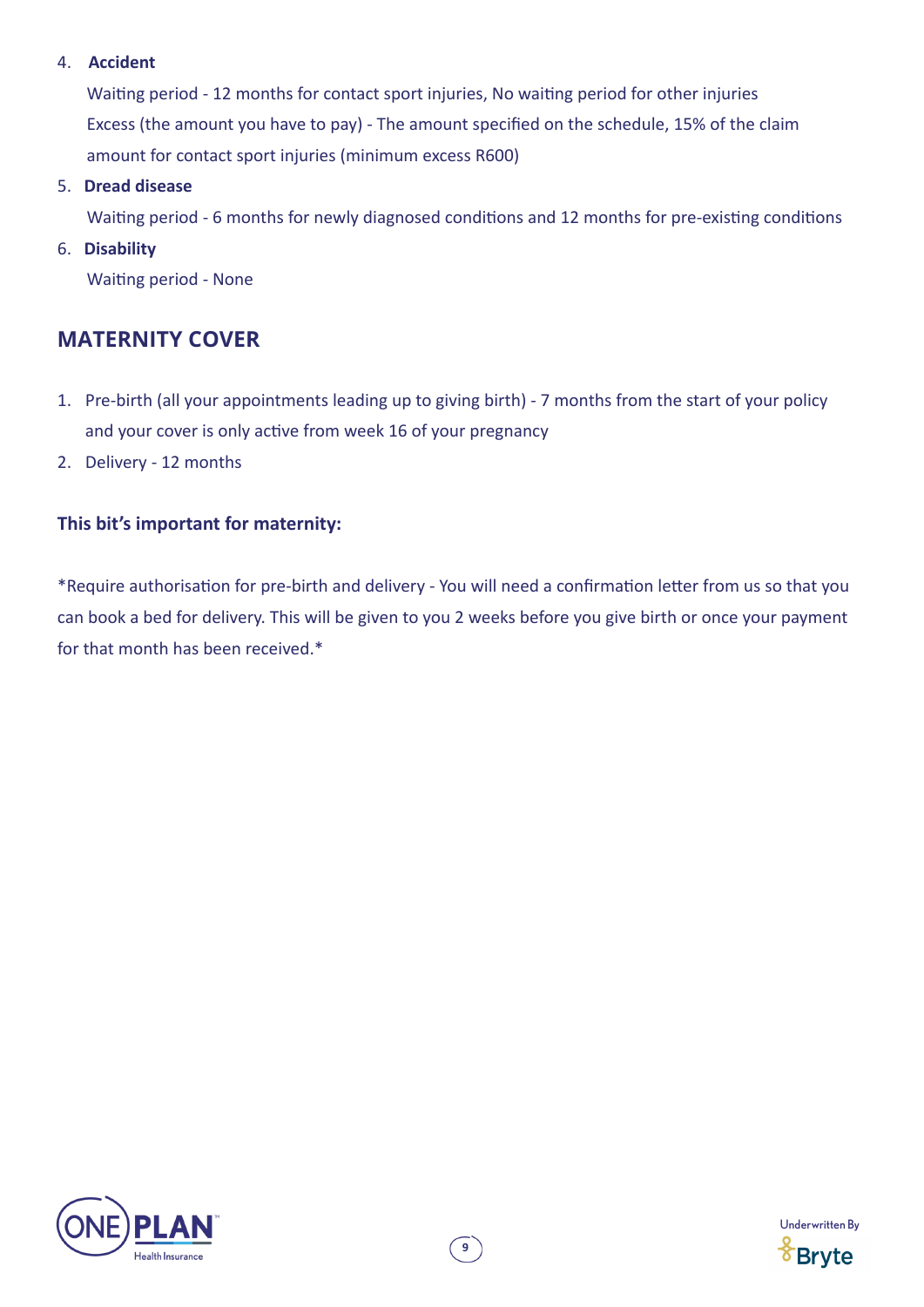4. **Accident**

   Waiting period - 12 months for contact sport injuries, No waiting period for other injuries
   Excess (the amount you have to pay) - The amount specified on the schedule, 15% of the claim amount for contact sport injuries (minimum excess R600)

5. **Dread disease**

   Waiting period - 6 months for newly diagnosed conditions and 12 months for pre-existing conditions

6. **Disability**

   Waiting period - None

## MATERNITY COVER

1. Pre-birth (all your appointments leading up to giving birth) - 7 months from the start of your policy and your cover is only active from week 16 of your pregnancy
2. Delivery - 12 months

### This bit's important for maternity:

*Require authorisation for pre-birth and delivery - You will need a confirmation letter from us so that you can book a bed for delivery. This will be given to you 2 weeks before you give birth or once your payment for that month has been received.*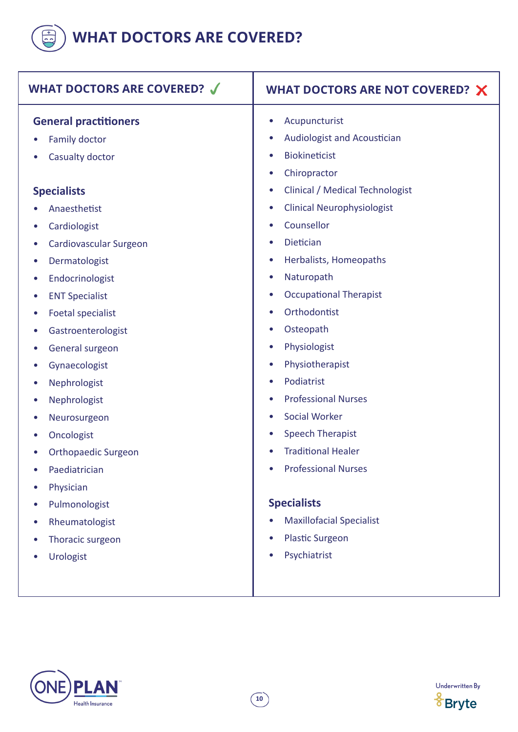# WHAT DOCTORS ARE COVERED?

## WHAT DOCTORS ARE COVERED? ✓

### General practitioners

- Family doctor
- Casualty doctor

### Specialists

- Anaesthetist
- Cardiologist
- Cardiovascular Surgeon
- Dermatologist
- Endocrinologist
- ENT Specialist
- Foetal specialist
- Gastroenterologist
- General surgeon
- Gynaecologist
- Nephrologist
- Nephrologist
- Neurosurgeon
- Oncologist
- Orthopaedic Surgeon
- Paediatrician
- Physician
- Pulmonologist
- Rheumatologist
- Thoracic surgeon
- Urologist

## WHAT DOCTORS ARE NOT COVERED? ✗

- Acupuncturist
- Audiologist and Acoustician
- Biokineticist
- Chiropractor
- Clinical / Medical Technologist
- Clinical Neurophysiologist
- Counsellor
- Dietician
- Herbalists, Homeopaths
- Naturopath
- Occupational Therapist
- Orthodontist
- Osteopath
- Physiologist
- Physiotherapist
- Podiatrist
- Professional Nurses
- Social Worker
- Speech Therapist
- Traditional Healer
- Professional Nurses

### Specialists

- Maxillofacial Specialist
- Plastic Surgeon
- Psychiatrist

ONE PLAN Health Insurance

Underwritten By Bryte